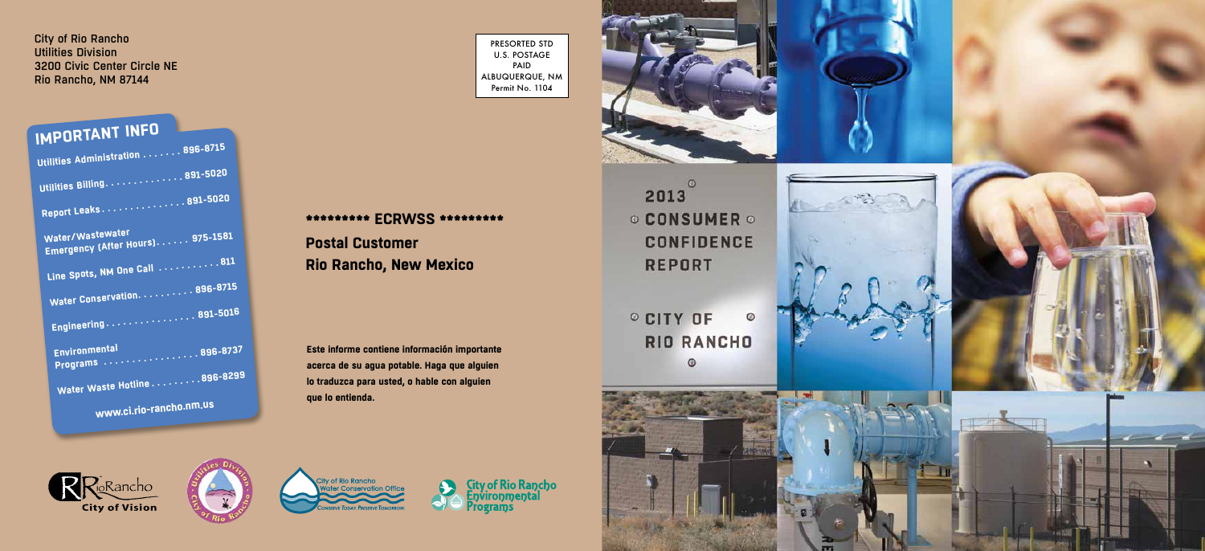City of Rio Rancho
Utilities Division
3200 Civic Center Circle NE
Rio Rancho, NM 87144

PRESORTED STD
U.S. POSTAGE
PAID
ALBUQUERQUE, NM
Permit No. 1104

## IMPORTANT INFO

| | |
|---|---|
| Utilities Administration | 896-8715 |
| Utilities Billing | 891-5020 |
| Report Leaks | 891-5020 |
| Water/Wastewater Emergency (After Hours) | 975-1581 |
| Line Spots, NM One Call | 811 |
| Water Conservation | 896-8715 |
| Engineering | 891-5016 |
| Environmental Programs | 896-8737 |
| Water Waste Hotline | 896-8299 |

www.ci.rio-rancho.nm.us

********* ECRWSS *********

**Postal Customer**
**Rio Rancho, New Mexico**

**Este informe contiene información importante acerca de su agua potable. Haga que alguien lo traduzca para usted, o hable con alguien que lo entienda.**

# 2013 CONSUMER CONFIDENCE REPORT

# CITY OF RIO RANCHO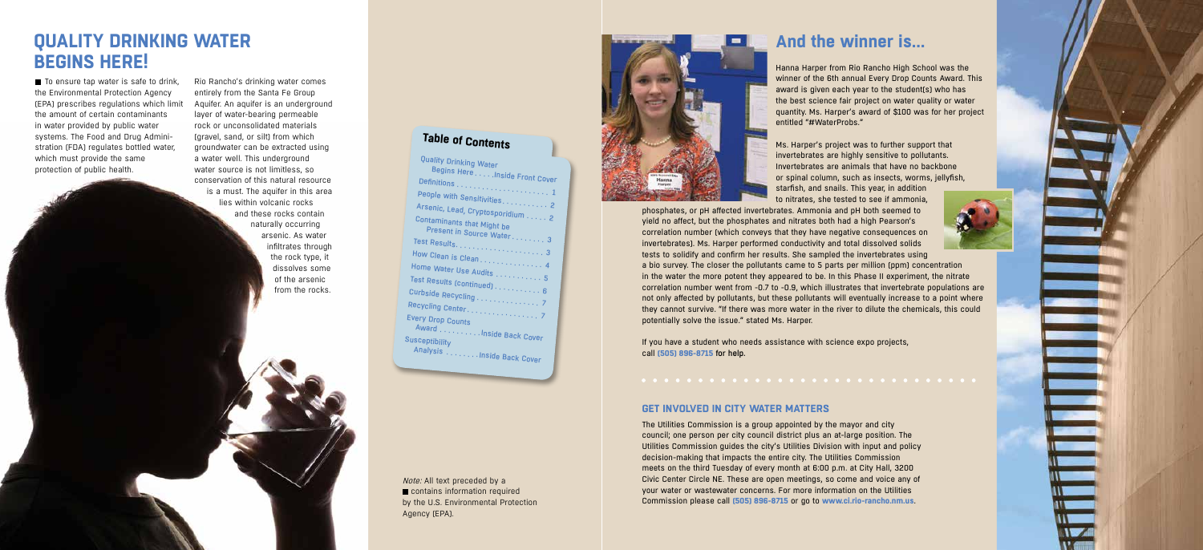# QUALITY DRINKING WATER BEGINS HERE!

■ To ensure tap water is safe to drink, the Environmental Protection Agency (EPA) prescribes regulations which limit the amount of certain contaminants in water provided by public water systems. The Food and Drug Administration (FDA) regulates bottled water, which must provide the same protection of public health.

Rio Rancho's drinking water comes entirely from the Santa Fe Group Aquifer. An aquifer is an underground layer of water-bearing permeable rock or unconsolidated materials (gravel, sand, or silt) from which groundwater can be extracted using a water well. This underground water source is not limitless, so conservation of this natural resource is a must. The aquifer in this area lies within volcanic rocks and these rocks contain naturally occurring arsenic. As water infiltrates through the rock type, it dissolves some of the arsenic from the rocks.

## Table of Contents

| | |
|---|---|
| Quality Drinking Water Begins Here | Inside Front Cover |
| Definitions | 1 |
| People with Sensitivities | 2 |
| Arsenic, Lead, Cryptosporidium | 2 |
| Contaminants that Might be Present in Source Water | 3 |
| Test Results | 3 |
| How Clean is Clean | 4 |
| Home Water Use Audits | 5 |
| Test Results (continued) | 6 |
| Curbside Recycling | 7 |
| Recycling Center | 7 |
| Every Drop Counts Award | Inside Back Cover |
| Susceptibility Analysis | Inside Back Cover |

*Note:* All text preceded by a ■ contains information required by the U.S. Environmental Protection Agency (EPA).

# And the winner is...

Hanna Harper from Rio Rancho High School was the winner of the 6th annual Every Drop Counts Award. This award is given each year to the student(s) who has the best science fair project on water quality or water quantity. Ms. Harper's award of $100 was for her project entitled "#WaterProbs."

Ms. Harper's project was to further support that invertebrates are highly sensitive to pollutants. Invertebrates are animals that have no backbone or spinal column, such as insects, worms, jellyfish, starfish, and snails. This year, in addition to nitrates, she tested to see if ammonia, phosphates, or pH affected invertebrates. Ammonia and pH both seemed to yield no affect, but the phosphates and nitrates both had a high Pearson's correlation number (which conveys that they have negative consequences on invertebrates). Ms. Harper performed conductivity and total dissolved solids tests to solidify and confirm her results. She sampled the invertebrates using a bio survey. The closer the pollutants came to 5 parts per million (ppm) concentration in the water the more potent they appeared to be. In this Phase II experiment, the nitrate correlation number went from -0.7 to -0.9, which illustrates that invertebrate populations are not only affected by pollutants, but these pollutants will eventually increase to a point where they cannot survive. "If there was more water in the river to dilute the chemicals, this could potentially solve the issue." stated Ms. Harper.

If you have a student who needs assistance with science expo projects, call **(505) 896-8715** for help.

## GET INVOLVED IN CITY WATER MATTERS

The Utilities Commission is a group appointed by the mayor and city council; one person per city council district plus an at-large position. The Utilities Commission guides the city's Utilities Division with input and policy decision-making that impacts the entire city. The Utilities Commission meets on the third Tuesday of every month at 6:00 p.m. at City Hall, 3200 Civic Center Circle NE. These are open meetings, so come and voice any of your water or wastewater concerns. For more information on the Utilities Commission please call **(505) 896-8715** or go to **www.ci.rio-rancho.nm.us**.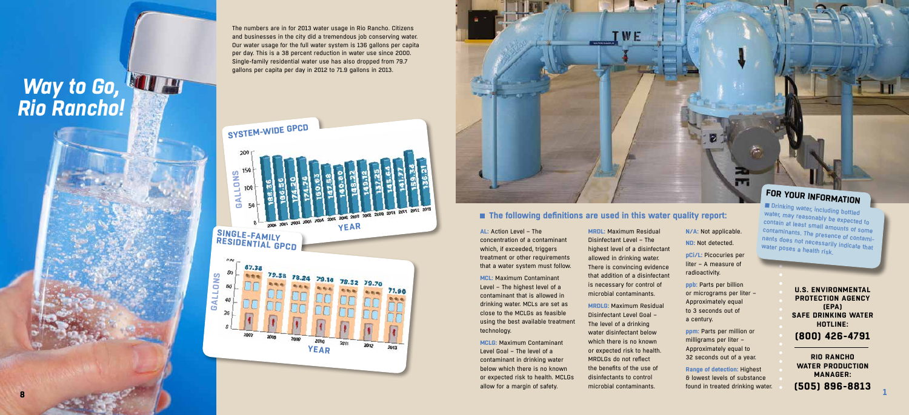# Way to Go, Rio Rancho!

The numbers are in for 2013 water usage in Rio Rancho. Citizens and businesses in the city did a tremendous job conserving water. Our water usage for the full water system is 136 gallons per capita per day. This is a 38 percent reduction in water use since 2000. Single-family residential water use has also dropped from 79.7 gallons per capita per day in 2012 to 71.9 gallons in 2013.

## SYSTEM-WIDE GPCD

| YEAR | GALLONS |
|---|---|
| 2000 | 188.36 |
| 2001 | 186.56 |
| 2002 | 174.20 |
| 2003 | 174.26 |
| 2004 | 160.63 |
| 2005 | 157.58 |
| 2006 | 160.80 |
| 2007 | 148.22 |
| 2008 | 149.12 |
| 2009 | 137.25 |
| 2010 | 145.64 |
| 2011 | 141.77 |
| 2012 | 159.34 |
| 2013 | 136.21 |

## SINGLE-FAMILY RESIDENTIAL GPCD

| YEAR | GALLONS |
|---|---|
| 2007 | 87.38 |
| 2008 | 79.58 |
| 2009 | 78.24 |
| 2010 | 79.14 |
| 2011 | 78.32 |
| 2012 | 79.70 |
| 2013 | 71.90 |

## The following definitions are used in this water quality report:

**AL:** Action Level – The concentration of a contaminant which, if exceeded, triggers treatment or other requirements that a water system must follow.

**MCL:** Maximum Contaminant Level – The highest level of a contaminant that is allowed in drinking water. MCLs are set as close to the MCLGs as feasible using the best available treatment technology.

**MCLG:** Maximum Contaminant Level Goal – The level of a contaminant in drinking water below which there is no known or expected risk to health. MCLGs allow for a margin of safety.

**MRDL:** Maximum Residual Disinfectant Level – The highest level of a disinfectant allowed in drinking water. There is convincing evidence that addition of a disinfectant is necessary for control of microbial contaminants.

**MRDLG:** Maximum Residual Disinfectant Level Goal – The level of a drinking water disinfectant below which there is no known or expected risk to health. MRDLGs do not reflect the benefits of the use of disinfectants to control microbial contaminants.

**N/A:** Not applicable.

**ND:** Not detected.

**pCi/L:** Picocuries per liter – A measure of radioactivity.

**ppb:** Parts per billion or micrograms per liter – Approximately equal to 3 seconds out of a century.

**ppm:** Parts per million or milligrams per liter – Approximately equal to 32 seconds out of a year.

**Range of detection:** Highest & lowest levels of substance found in treated drinking water.

## FOR YOUR INFORMATION

Drinking water, including bottled water, may reasonably be expected to contain at least small amounts of some contaminants. The presence of contaminants does not necessarily indicate that water poses a health risk.

**U.S. ENVIRONMENTAL PROTECTION AGENCY (EPA) SAFE DRINKING WATER HOTLINE:**

**(800) 426-4791**

**RIO RANCHO WATER PRODUCTION MANAGER:**

**(505) 896-8813**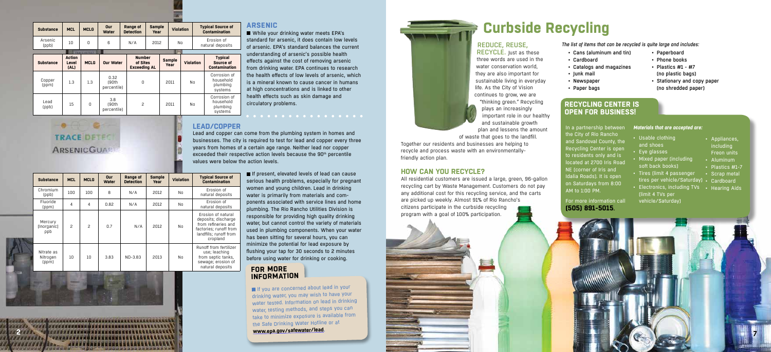| Substance | MCL | MCLG | Our Water | Range of Detection | Sample Year | Violation | Typical Source of Contamination |
|---|---|---|---|---|---|---|---|
| Arsenic (ppb) | 10 | 0 | 6 | N/A | 2012 | No | Erosion of natural deposits |

| Substance | Action Level (AL) | MCLG | Our Water | Number of Sites Exceeding AL | Sample Year | Violation | Typical Source of Contamination |
|---|---|---|---|---|---|---|---|
| Copper (ppm) | 1.3 | 1.3 | 0.32 (90th percentile) | 0 | 2011 | No | Corrosion of household plumbing systems |
| Lead (ppb) | 15 | 0 | 3.8 (90th percentile) | 2 | 2011 | No | Corrosion of household plumbing systems |

| Substance | MCL | MCLG | Our Water | Range of Detection | Sample Year | Violation | Typical Source of Contamination |
|---|---|---|---|---|---|---|---|
| Chromium (ppb) | 100 | 100 | 8 | N/A | 2012 | No | Erosion of natural deposits |
| Fluoride (ppm) | 4 | 4 | 0.82 | N/A | 2012 | No | Erosion of natural deposits |
| Mercury [Inorganic] ppb | 2 | 2 | 0.7 | N/A | 2012 | No | Erosion of natural deposits; discharge from refineries and factories; runoff from landfills; runoff from cropland |
| Nitrate as Nitrogen (ppm) | 10 | 10 | 3.83 | ND-3.83 | 2013 | No | Runoff from fertilizer use; leaching from septic tanks, sewage; erosion of natural deposits |

## ARSENIC

While your drinking water meets EPA's standard for arsenic, it does contain low levels of arsenic. EPA's standard balances the current understanding of arsenic's possible health effects against the cost of removing arsenic from drinking water. EPA continues to research the health effects of low levels of arsenic, which is a mineral known to cause cancer in humans at high concentrations and is linked to other health effects such as skin damage and circulatory problems.

## LEAD/COPPER

Lead and copper can come from the plumbing system in homes and businesses. The city is required to test for lead and copper every three years from homes of a certain age range. Neither lead nor copper exceeded their respective action levels because the 90th percentile values were below the action levels.

If present, elevated levels of lead can cause serious health problems, especially for pregnant women and young children. Lead in drinking water is primarily from materials and components associated with service lines and home plumbing. The Rio Rancho Utilities Division is responsible for providing high quality drinking water, but cannot control the variety of materials used in plumbing components. When your water has been sitting for several hours, you can minimize the potential for lead exposure by flushing your tap for 30 seconds to 2 minutes before using water for drinking or cooking.

## FOR MORE INFORMATION

If you are concerned about lead in your drinking water, you may wish to have your water tested. Information on lead in drinking water, testing methods, and steps you can take to minimize exposure is available from the Safe Drinking Water Hotline or at **www.epa.gov/safewater/lead**.

# Curbside Recycling

**REDUCE, REUSE, RECYCLE.** Just as these three words are used in the water conservation world, they are also important for sustainable living in everyday life. As the City of Vision continues to grow, we are "thinking green." Recycling plays an increasingly important role in our healthy and sustainable growth plan and lessens the amount of waste that goes to the landfill. Together our residents and businesses are helping to recycle and process waste with an environmentally-friendly action plan.

## HOW CAN YOU RECYCLE?

All residential customers are issued a large, green, 96-gallon recycling cart by Waste Management. Customers do not pay any additional cost for this recycling service, and the carts are picked up weekly. Almost 91% of Rio Rancho's citizens participate in the curbside recycling program with a goal of 100% participation.

*The list of items that can be recycled is quite large and includes:*

- Cans (aluminum and tin)
- Cardboard
- Catalogs and magazines
- Junk mail
- Newspaper
- Paper bags
- Paperboard
- Phone books
- Plastics #1 - #7 (no plastic bags)
- Stationary and copy paper (no shredded paper)

## RECYCLING CENTER IS OPEN FOR BUSINESS!

In a partnership between the City of Rio Rancho and Sandoval County, the Recycling Center is open to residents only and is located at 2700 Iris Road NE (corner of Iris and Idalia Roads). It is open on Saturdays from 8:00 AM to 1:00 PM.

For more information call **(505) 891-5015**.

***Materials that are accepted are:***

- Usable clothing and shoes
- Eye glasses
- Mixed paper (including soft back books)
- Tires (limit 4 passenger tires per vehicle/Saturday)
- Electronics, including TVs (limit 4 TVs per vehicle/Saturday)
- Appliances, including Freon units
- Aluminum
- Plastics #1-7
- Scrap metal
- Cardboard
- Hearing Aids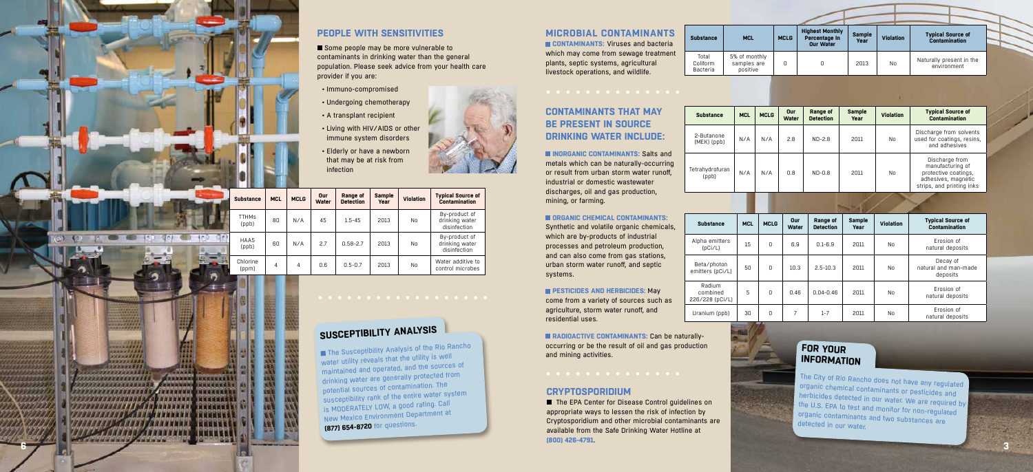## PEOPLE WITH SENSITIVITIES

Some people may be more vulnerable to contaminants in drinking water than the general population. Please seek advice from your health care provider if you are:

- Immuno-compromised
- Undergoing chemotherapy
- A transplant recipient
- Living with HIV/AIDS or other immune system disorders
- Elderly or have a newborn that may be at risk from infection

| Substance | MCL | MCLG | Our Water | Range of Detection | Sample Year | Violation | Typical Source of Contamination |
|---|---|---|---|---|---|---|---|
| TTHMs (ppb) | 80 | N/A | 45 | 1.5-45 | 2013 | No | By-product of drinking water disinfection |
| HAA5 (ppb) | 60 | N/A | 2.7 | 0.58-2.7 | 2013 | No | By-product of drinking water disinfection |
| Chlorine (ppm) | 4 | 4 | 0.6 | 0.5-0.7 | 2013 | No | Water additive to control microbes |

## SUSCEPTIBILITY ANALYSIS

The Susceptibility Analysis of the Rio Rancho water utility reveals that the utility is well maintained and operated, and the sources of drinking water are generally protected from potential sources of contamination. The susceptibility rank of the entire water system is MODERATELY LOW, a good rating. Call New Mexico Environment Department at **(877) 654-8720** for questions.

## MICROBIAL CONTAMINANTS

**CONTAMINANTS:** Viruses and bacteria which may come from sewage treatment plants, septic systems, agricultural livestock operations, and wildlife.

| Substance | MCL | MCLG | Highest Monthly Percentage In Our Water | Sample Year | Violation | Typical Source of Contamination |
|---|---|---|---|---|---|---|
| Total Coliform Bacteria | 5% of monthly samples are positive | 0 | 0 | 2013 | No | Naturally present in the environment |

## CONTAMINANTS THAT MAY BE PRESENT IN SOURCE DRINKING WATER INCLUDE:

**INORGANIC CONTAMINANTS:** Salts and metals which can be naturally-occurring or result from urban storm water runoff, industrial or domestic wastewater discharges, oil and gas production, mining, or farming.

**ORGANIC CHEMICAL CONTAMINANTS:** Synthetic and volatile organic chemicals, which are by-products of industrial processes and petroleum production, and can also come from gas stations, urban storm water runoff, and septic systems.

**PESTICIDES AND HERBICIDES:** May come from a variety of sources such as agriculture, storm water runoff, and residential uses.

**RADIOACTIVE CONTAMINANTS:** Can be naturally-occurring or be the result of oil and gas production and mining activities.

| Substance | MCL | MCLG | Our Water | Range of Detection | Sample Year | Violation | Typical Source of Contamination |
|---|---|---|---|---|---|---|---|
| 2-Butanone (MEK) (ppb) | N/A | N/A | 2.8 | ND-2.8 | 2011 | No | Discharge from solvents used for coatings, resins, and adhesives |
| Tetrahydrofuran (ppb) | N/A | N/A | 0.8 | ND-0.8 | 2011 | No | Discharge from manufacturing of protective coatings, adhesives, magnetic strips, and printing inks |

| Substance | MCL | MCLG | Our Water | Range of Detection | Sample Year | Violation | Typical Source of Contamination |
|---|---|---|---|---|---|---|---|
| Alpha emitters (pCi/L) | 15 | 0 | 6.9 | 0.1-6.9 | 2011 | No | Erosion of natural deposits |
| Beta/photon emitters (pCi/L) | 50 | 0 | 10.3 | 2.5-10.3 | 2011 | No | Decay of natural and man-made deposits |
| Radium combined 226/228 (pCi/L) | 5 | 0 | 0.46 | 0.04-0.46 | 2011 | No | Erosion of natural deposits |
| Uranium (ppb) | 30 | 0 | 7 | 1-7 | 2011 | No | Erosion of natural deposits |

## CRYPTOSPORIDIUM

The EPA Center for Disease Control guidelines on appropriate ways to lessen the risk of infection by Cryptosporidium and other microbial contaminants are available from the Safe Drinking Water Hotline at **(800) 426-4791.**

## FOR YOUR INFORMATION

The City of Rio Rancho does not have any regulated organic chemical contaminants or pesticides and herbicides detected in our water. We are required by the U.S. EPA to test and monitor for non-regulated organic contaminants and two substances are detected in our water.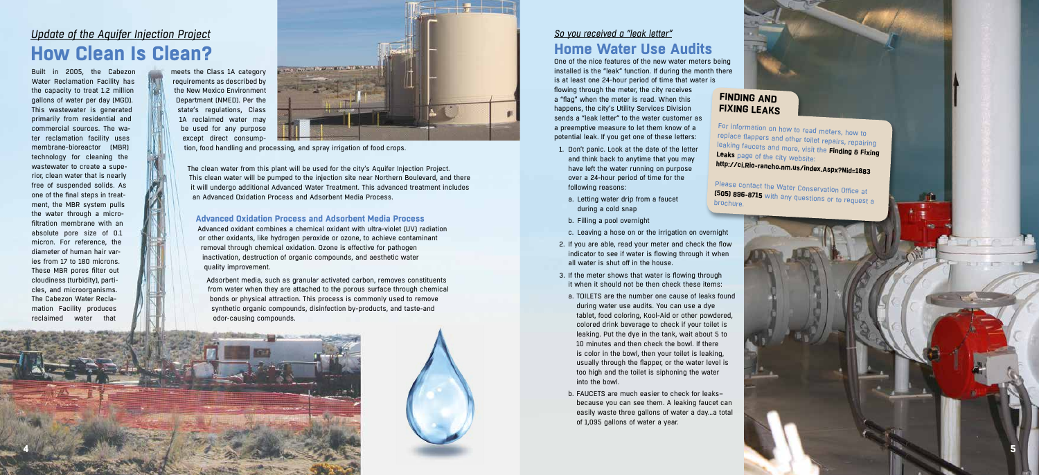*Update of the Aquifer Injection Project*

# How Clean Is Clean?

Built in 2005, the Cabezon Water Reclamation Facility has the capacity to treat 1.2 million gallons of water per day (MGD). This wastewater is generated primarily from residential and commercial sources. The water reclamation facility uses membrane-bioreactor (MBR) technology for cleaning the wastewater to create a superior, clean water that is nearly free of suspended solids. As one of the final steps in treatment, the MBR system pulls the water through a micro-filtration membrane with an absolute pore size of 0.1 micron. For reference, the diameter of human hair varies from 17 to 180 microns. These MBR pores filter out cloudiness (turbidity), particles, and microorganisms. The Cabezon Water Reclamation Facility produces reclaimed water that meets the Class 1A category requirements as described by the New Mexico Environment Department (NMED). Per the state's regulations, Class 1A reclaimed water may be used for any purpose except direct consumption, food handling and processing, and spray irrigation of food crops.

The clean water from this plant will be used for the city's Aquifer Injection Project. This clean water will be pumped to the injection site near Northern Boulevard, and there it will undergo additional Advanced Water Treatment. This advanced treatment includes an Advanced Oxidation Process and Adsorbent Media Process.

### Advanced Oxidation Process and Adsorbent Media Process

Advanced oxidant combines a chemical oxidant with ultra-violet (UV) radiation or other oxidants, like hydrogen peroxide or ozone, to achieve contaminant removal through chemical oxidation. Ozone is effective for pathogen inactivation, destruction of organic compounds, and aesthetic water quality improvement.

Adsorbent media, such as granular activated carbon, removes constituents from water when they are attached to the porous surface through chemical bonds or physical attraction. This process is commonly used to remove synthetic organic compounds, disinfection by-products, and taste-and odor-causing compounds.

*So you received a "leak letter"*

# Home Water Use Audits

One of the nice features of the new water meters being installed is the "leak" function. If during the month there is at least one 24-hour period of time that water is flowing through the meter, the city receives a "flag" when the meter is read. When this happens, the city's Utility Services Division sends a "leak letter" to the water customer as a preemptive measure to let them know of a potential leak. If you get one of these letters:

1. Don't panic. Look at the date of the letter and think back to anytime that you may have left the water running on purpose over a 24-hour period of time for the following reasons:
   a. Letting water drip from a faucet during a cold snap
   b. Filling a pool overnight
   c. Leaving a hose on or the irrigation on overnight
2. If you are able, read your meter and check the flow indicator to see if water is flowing through it when all water is shut off in the house.
3. If the meter shows that water is flowing through it when it should not be then check these items:
   a. TOILETS are the number one cause of leaks found during water use audits. You can use a dye tablet, food coloring, Kool-Aid or other powdered, colored drink beverage to check if your toilet is leaking. Put the dye in the tank, wait about 5 to 10 minutes and then check the bowl. If there is color in the bowl, then your toilet is leaking, usually through the flapper, or the water level is too high and the toilet is siphoning the water into the bowl.
   b. FAUCETS are much easier to check for leaks–because you can see them. A leaking faucet can easily waste three gallons of water a day…a total of 1,095 gallons of water a year.

## FINDING AND FIXING LEAKS

For information on how to read meters, how to replace flappers and other toilet repairs, repairing leaking faucets and more, visit the **Finding & Fixing Leaks** page of the city website:
**http://ci.Rio-rancho.nm.us/index.Aspx?Nid=1883**

Please contact the Water Conservation Office at **(505) 896-8715** with any questions or to request a brochure.